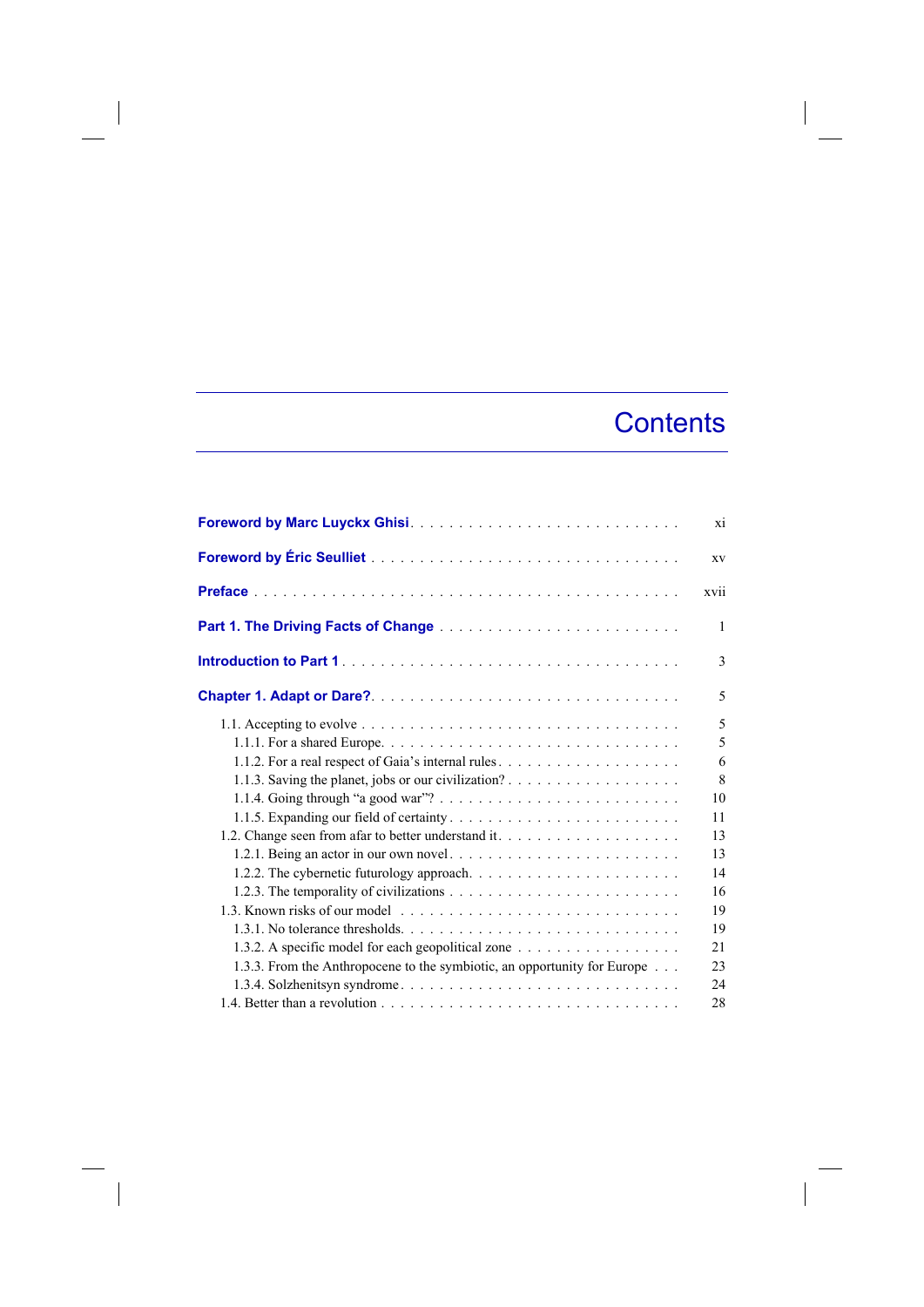# Contents

**Foreword by Marc Luyckx Ghisi** . . . xi

**Foreword by Éric Seulliet** . . . xv

**Preface** . . . xvii

**Part 1. The Driving Facts of Change** . . . 1

**Introduction to Part 1** . . . 3

**Chapter 1. Adapt or Dare?** . . . 5

- 1.1. Accepting to evolve . . . 5
  - 1.1.1. For a shared Europe. . . . 5
  - 1.1.2. For a real respect of Gaia's internal rules . . . 6
  - 1.1.3. Saving the planet, jobs or our civilization? . . . 8
  - 1.1.4. Going through “a good war”? . . . 10
  - 1.1.5. Expanding our field of certainty . . . 11
- 1.2. Change seen from afar to better understand it . . . 13
  - 1.2.1. Being an actor in our own novel . . . 13
  - 1.2.2. The cybernetic futurology approach. . . . 14
  - 1.2.3. The temporality of civilizations . . . 16
- 1.3. Known risks of our model . . . 19
  - 1.3.1. No tolerance thresholds. . . . 19
  - 1.3.2. A specific model for each geopolitical zone . . . 21
  - 1.3.3. From the Anthropocene to the symbiotic, an opportunity for Europe . . . 23
  - 1.3.4. Solzhenitsyn syndrome . . . 24
- 1.4. Better than a revolution . . . 28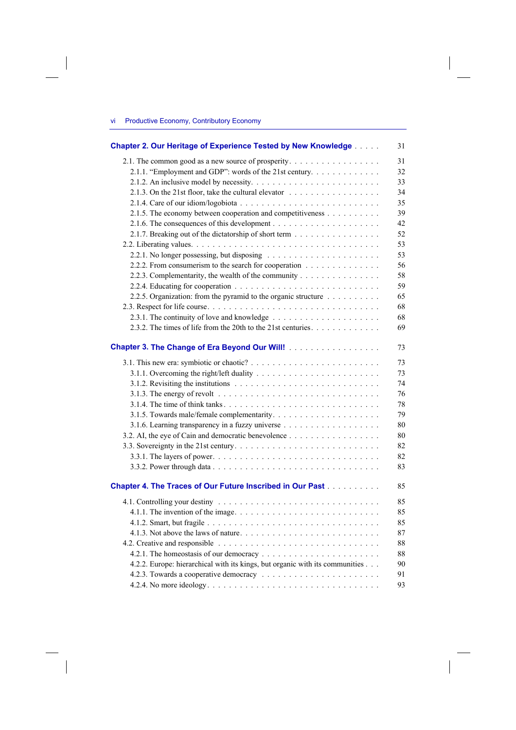**Chapter 2. Our Heritage of Experience Tested by New Knowledge** . . . . . 31

- 2.1. The common good as a new source of prosperity . . . . . 31
  - 2.1.1. “Employment and GDP”: words of the 21st century . . . . . 32
  - 2.1.2. An inclusive model by necessity . . . . . 33
  - 2.1.3. On the 21st floor, take the cultural elevator . . . . . 34
  - 2.1.4. Care of our idiom/logobiota . . . . . 35
  - 2.1.5. The economy between cooperation and competitiveness . . . . . 39
  - 2.1.6. The consequences of this development . . . . . 42
  - 2.1.7. Breaking out of the dictatorship of short term . . . . . 52
- 2.2. Liberating values . . . . . 53
  - 2.2.1. No longer possessing, but disposing . . . . . 53
  - 2.2.2. From consumerism to the search for cooperation . . . . . 56
  - 2.2.3. Complementarity, the wealth of the community . . . . . 58
  - 2.2.4. Educating for cooperation . . . . . 59
  - 2.2.5. Organization: from the pyramid to the organic structure . . . . . 65
- 2.3. Respect for life course . . . . . 68
  - 2.3.1. The continuity of love and knowledge . . . . . 68
  - 2.3.2. The times of life from the 20th to the 21st centuries . . . . . 69

**Chapter 3. The Change of Era Beyond Our Will!** . . . . . 73

- 3.1. This new era: symbiotic or chaotic? . . . . . 73
  - 3.1.1. Overcoming the right/left duality . . . . . 73
  - 3.1.2. Revisiting the institutions . . . . . 74
  - 3.1.3. The energy of revolt . . . . . 76
  - 3.1.4. The time of think tanks . . . . . 78
  - 3.1.5. Towards male/female complementarity . . . . . 79
  - 3.1.6. Learning transparency in a fuzzy universe . . . . . 80
- 3.2. AI, the eye of Cain and democratic benevolence . . . . . 80
- 3.3. Sovereignty in the 21st century . . . . . 82
  - 3.3.1. The layers of power . . . . . 82
  - 3.3.2. Power through data . . . . . 83

**Chapter 4. The Traces of Our Future Inscribed in Our Past** . . . . . 85

- 4.1. Controlling your destiny . . . . . 85
  - 4.1.1. The invention of the image . . . . . 85
  - 4.1.2. Smart, but fragile . . . . . 85
  - 4.1.3. Not above the laws of nature . . . . . 87
- 4.2. Creative and responsible . . . . . 88
  - 4.2.1. The homeostasis of our democracy . . . . . 88
  - 4.2.2. Europe: hierarchical with its kings, but organic with its communities . . . . . 90
  - 4.2.3. Towards a cooperative democracy . . . . . 91
  - 4.2.4. No more ideology . . . . . 93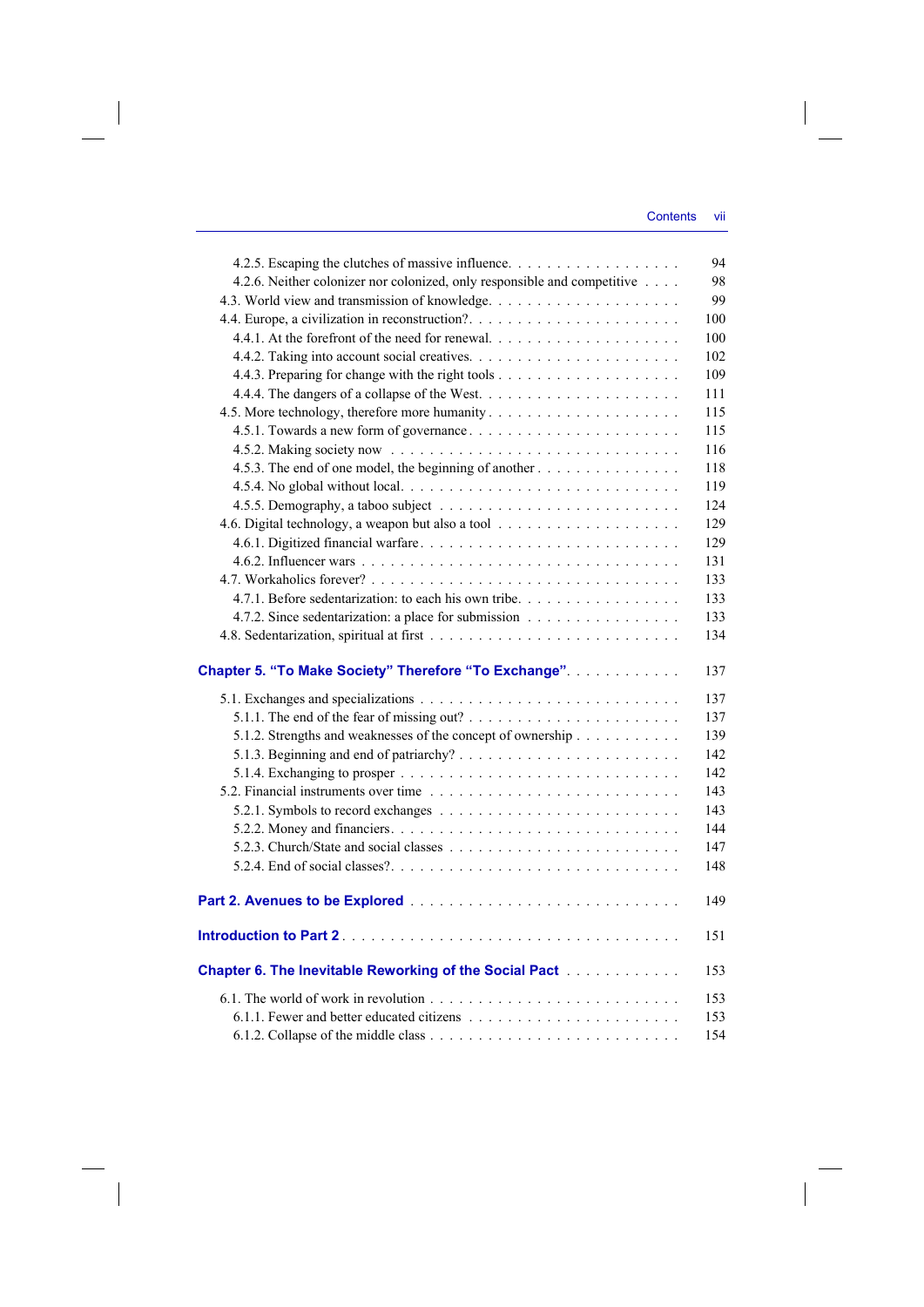4.2.5. Escaping the clutches of massive influence . . . . . . . . . . . . . . . . . . 94
4.2.6. Neither colonizer nor colonized, only responsible and competitive . . . . 98
4.3. World view and transmission of knowledge . . . . . . . . . . . . . . . . . . . . 99
4.4. Europe, a civilization in reconstruction? . . . . . . . . . . . . . . . . . . . . . 100
4.4.1. At the forefront of the need for renewal . . . . . . . . . . . . . . . . . . . 100
4.4.2. Taking into account social creatives . . . . . . . . . . . . . . . . . . . . . 102
4.4.3. Preparing for change with the right tools . . . . . . . . . . . . . . . . . . 109
4.4.4. The dangers of a collapse of the West . . . . . . . . . . . . . . . . . . . . 111
4.5. More technology, therefore more humanity . . . . . . . . . . . . . . . . . . . 115
4.5.1. Towards a new form of governance . . . . . . . . . . . . . . . . . . . . . . 115
4.5.2. Making society now . . . . . . . . . . . . . . . . . . . . . . . . . . . . . . 116
4.5.3. The end of one model, the beginning of another . . . . . . . . . . . . . . . 118
4.5.4. No global without local . . . . . . . . . . . . . . . . . . . . . . . . . . . . 119
4.5.5. Demography, a taboo subject . . . . . . . . . . . . . . . . . . . . . . . . . 124
4.6. Digital technology, a weapon but also a tool . . . . . . . . . . . . . . . . . . 129
4.6.1. Digitized financial warfare . . . . . . . . . . . . . . . . . . . . . . . . . . 129
4.6.2. Influencer wars . . . . . . . . . . . . . . . . . . . . . . . . . . . . . . . . 131
4.7. Workaholics forever? . . . . . . . . . . . . . . . . . . . . . . . . . . . . . . . 133
4.7.1. Before sedentarization: to each his own tribe . . . . . . . . . . . . . . . . 133
4.7.2. Since sedentarization: a place for submission . . . . . . . . . . . . . . . . 133
4.8. Sedentarization, spiritual at first . . . . . . . . . . . . . . . . . . . . . . . . 134

**Chapter 5. "To Make Society" Therefore "To Exchange"** . . . . . . . . . . . 137

5.1. Exchanges and specializations . . . . . . . . . . . . . . . . . . . . . . . . . . 137
5.1.1. The end of the fear of missing out? . . . . . . . . . . . . . . . . . . . . . 137
5.1.2. Strengths and weaknesses of the concept of ownership . . . . . . . . . . . 139
5.1.3. Beginning and end of patriarchy? . . . . . . . . . . . . . . . . . . . . . . 142
5.1.4. Exchanging to prosper . . . . . . . . . . . . . . . . . . . . . . . . . . . . 142
5.2. Financial instruments over time . . . . . . . . . . . . . . . . . . . . . . . . . 143
5.2.1. Symbols to record exchanges . . . . . . . . . . . . . . . . . . . . . . . . . 143
5.2.2. Money and financiers . . . . . . . . . . . . . . . . . . . . . . . . . . . . . 144
5.2.3. Church/State and social classes . . . . . . . . . . . . . . . . . . . . . . . 147
5.2.4. End of social classes? . . . . . . . . . . . . . . . . . . . . . . . . . . . . . 148

**Part 2. Avenues to be Explored** . . . . . . . . . . . . . . . . . . . . . . . . 149

**Introduction to Part 2** . . . . . . . . . . . . . . . . . . . . . . . . . . . . . 151

**Chapter 6. The Inevitable Reworking of the Social Pact** . . . . . . . . . . . 153

6.1. The world of work in revolution . . . . . . . . . . . . . . . . . . . . . . . . . 153
6.1.1. Fewer and better educated citizens . . . . . . . . . . . . . . . . . . . . . 153
6.1.2. Collapse of the middle class . . . . . . . . . . . . . . . . . . . . . . . . . 154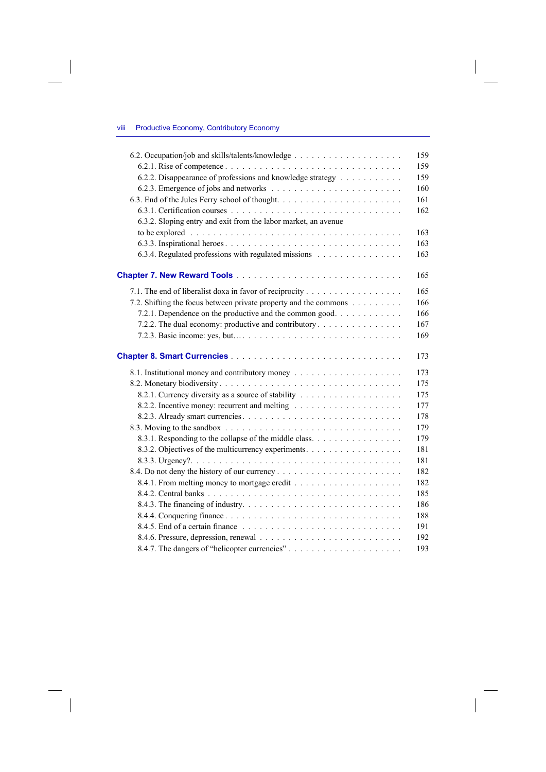6.2. Occupation/job and skills/talents/knowledge . . . . . . . . . . . . . . . . . . . 159
6.2.1. Rise of competence . . . . . . . . . . . . . . . . . . . . . . . . . . . . . 159
6.2.2. Disappearance of professions and knowledge strategy . . . . . . . . . . 159
6.2.3. Emergence of jobs and networks . . . . . . . . . . . . . . . . . . . . . 160
6.3. End of the Jules Ferry school of thought. . . . . . . . . . . . . . . . . . . . . 161
6.3.1. Certification courses . . . . . . . . . . . . . . . . . . . . . . . . . . . . 162
6.3.2. Sloping entry and exit from the labor market, an avenue to be explored . . . . . . . . . . . . . . . . . . . . . . . . . . . . . . . . 163
6.3.3. Inspirational heroes . . . . . . . . . . . . . . . . . . . . . . . . . . . . . 163
6.3.4. Regulated professions with regulated missions . . . . . . . . . . . . . . 163

**Chapter 7. New Reward Tools** . . . . . . . . . . . . . . . . . . . . . . . . . . . . 165

7.1. The end of liberalist doxa in favor of reciprocity . . . . . . . . . . . . . . . . . 165
7.2. Shifting the focus between private property and the commons . . . . . . . . . 166
7.2.1. Dependence on the productive and the common good. . . . . . . . . . . 166
7.2.2. The dual economy: productive and contributory . . . . . . . . . . . . . . 167
7.2.3. Basic income: yes, but… . . . . . . . . . . . . . . . . . . . . . . . . . . 169

**Chapter 8. Smart Currencies** . . . . . . . . . . . . . . . . . . . . . . . . . . . . 173

8.1. Institutional money and contributory money . . . . . . . . . . . . . . . . . . . 173
8.2. Monetary biodiversity . . . . . . . . . . . . . . . . . . . . . . . . . . . . . . . 175
8.2.1. Currency diversity as a source of stability . . . . . . . . . . . . . . . . . 175
8.2.2. Incentive money: recurrent and melting . . . . . . . . . . . . . . . . . . 177
8.2.3. Already smart currencies . . . . . . . . . . . . . . . . . . . . . . . . . . 178
8.3. Moving to the sandbox . . . . . . . . . . . . . . . . . . . . . . . . . . . . . . . 179
8.3.1. Responding to the collapse of the middle class. . . . . . . . . . . . . . . 179
8.3.2. Objectives of the multicurrency experiments. . . . . . . . . . . . . . . . 181
8.3.3. Urgency?. . . . . . . . . . . . . . . . . . . . . . . . . . . . . . . . . . . 181
8.4. Do not deny the history of our currency . . . . . . . . . . . . . . . . . . . . . 182
8.4.1. From melting money to mortgage credit . . . . . . . . . . . . . . . . . . 182
8.4.2. Central banks . . . . . . . . . . . . . . . . . . . . . . . . . . . . . . . . 185
8.4.3. The financing of industry. . . . . . . . . . . . . . . . . . . . . . . . . . . 186
8.4.4. Conquering finance . . . . . . . . . . . . . . . . . . . . . . . . . . . . . 188
8.4.5. End of a certain finance . . . . . . . . . . . . . . . . . . . . . . . . . . . 191
8.4.6. Pressure, depression, renewal . . . . . . . . . . . . . . . . . . . . . . . . 192
8.4.7. The dangers of “helicopter currencies” . . . . . . . . . . . . . . . . . . . 193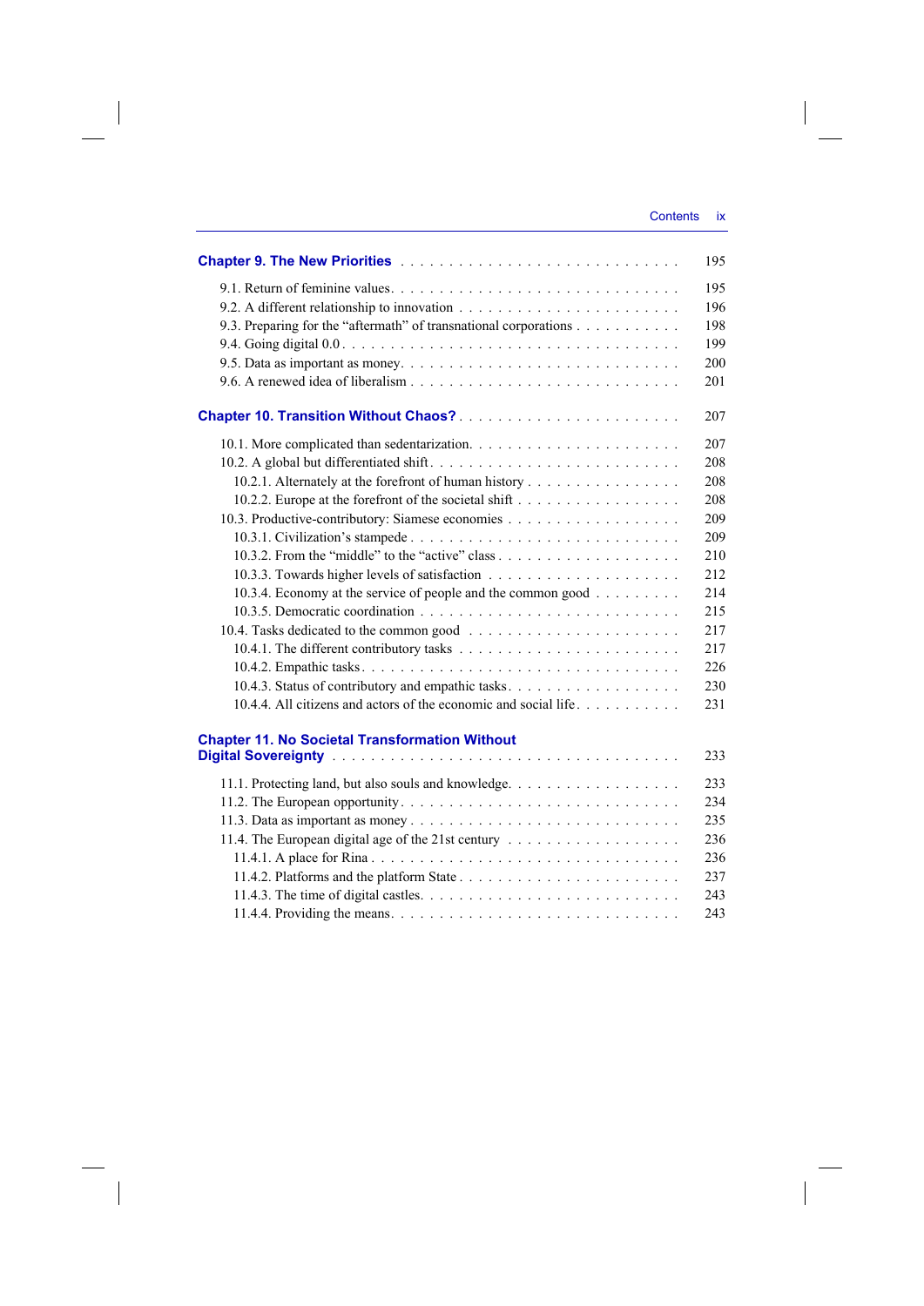**Chapter 9. The New Priorities** . . . . . . . . . . . . . . . . . . . . . . . . . . . 195

9.1. Return of feminine values. . . . . . . . . . . . . . . . . . . . . . . . . . . 195
9.2. A different relationship to innovation . . . . . . . . . . . . . . . . . . . . . . 196
9.3. Preparing for the "aftermath" of transnational corporations . . . . . . . . . . . 198
9.4. Going digital 0.0 . . . . . . . . . . . . . . . . . . . . . . . . . . . . . 199
9.5. Data as important as money. . . . . . . . . . . . . . . . . . . . . . . . . . 200
9.6. A renewed idea of liberalism . . . . . . . . . . . . . . . . . . . . . . . . . 201

**Chapter 10. Transition Without Chaos?** . . . . . . . . . . . . . . . . . . . . . 207

10.1. More complicated than sedentarization. . . . . . . . . . . . . . . . . . . . . 207
10.2. A global but differentiated shift. . . . . . . . . . . . . . . . . . . . . . . 208
10.2.1. Alternately at the forefront of human history . . . . . . . . . . . . . . . . 208
10.2.2. Europe at the forefront of the societal shift . . . . . . . . . . . . . . . . 208
10.3. Productive-contributory: Siamese economies . . . . . . . . . . . . . . . . . 209
10.3.1. Civilization's stampede . . . . . . . . . . . . . . . . . . . . . . . . . 209
10.3.2. From the "middle" to the "active" class . . . . . . . . . . . . . . . . . . 210
10.3.3. Towards higher levels of satisfaction . . . . . . . . . . . . . . . . . . . 212
10.3.4. Economy at the service of people and the common good . . . . . . . . . 214
10.3.5. Democratic coordination . . . . . . . . . . . . . . . . . . . . . . . . 215
10.4. Tasks dedicated to the common good . . . . . . . . . . . . . . . . . . . . 217
10.4.1. The different contributory tasks . . . . . . . . . . . . . . . . . . . . . 217
10.4.2. Empathic tasks. . . . . . . . . . . . . . . . . . . . . . . . . . . . . 226
10.4.3. Status of contributory and empathic tasks. . . . . . . . . . . . . . . . . 230
10.4.4. All citizens and actors of the economic and social life. . . . . . . . . . . 231

**Chapter 11. No Societal Transformation Without Digital Sovereignty** . . . . . . . 233

11.1. Protecting land, but also souls and knowledge. . . . . . . . . . . . . . . . . 233
11.2. The European opportunity. . . . . . . . . . . . . . . . . . . . . . . . . . 234
11.3. Data as important as money . . . . . . . . . . . . . . . . . . . . . . . . 235
11.4. The European digital age of the 21st century . . . . . . . . . . . . . . . . . 236
11.4.1. A place for Rina . . . . . . . . . . . . . . . . . . . . . . . . . . . . 236
11.4.2. Platforms and the platform State . . . . . . . . . . . . . . . . . . . . . 237
11.4.3. The time of digital castles. . . . . . . . . . . . . . . . . . . . . . . . 243
11.4.4. Providing the means. . . . . . . . . . . . . . . . . . . . . . . . . . . 243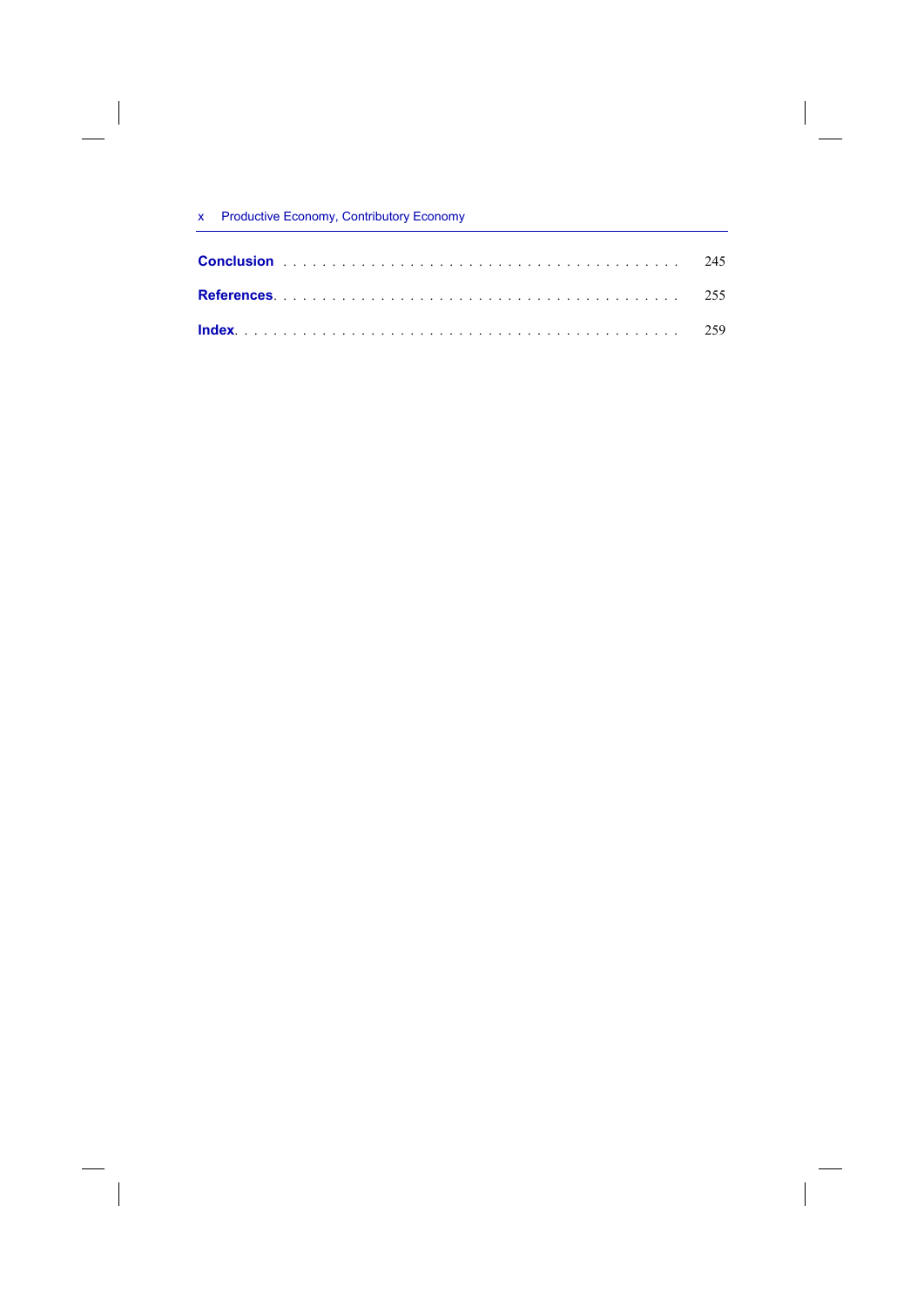**Conclusion** . . . . . . . . . . . . . . . . . . . . . . . . . . . . . . . . . . . . . . 245

**References**. . . . . . . . . . . . . . . . . . . . . . . . . . . . . . . . . . . . . . . 255

**Index**. . . . . . . . . . . . . . . . . . . . . . . . . . . . . . . . . . . . . . . . . . 259